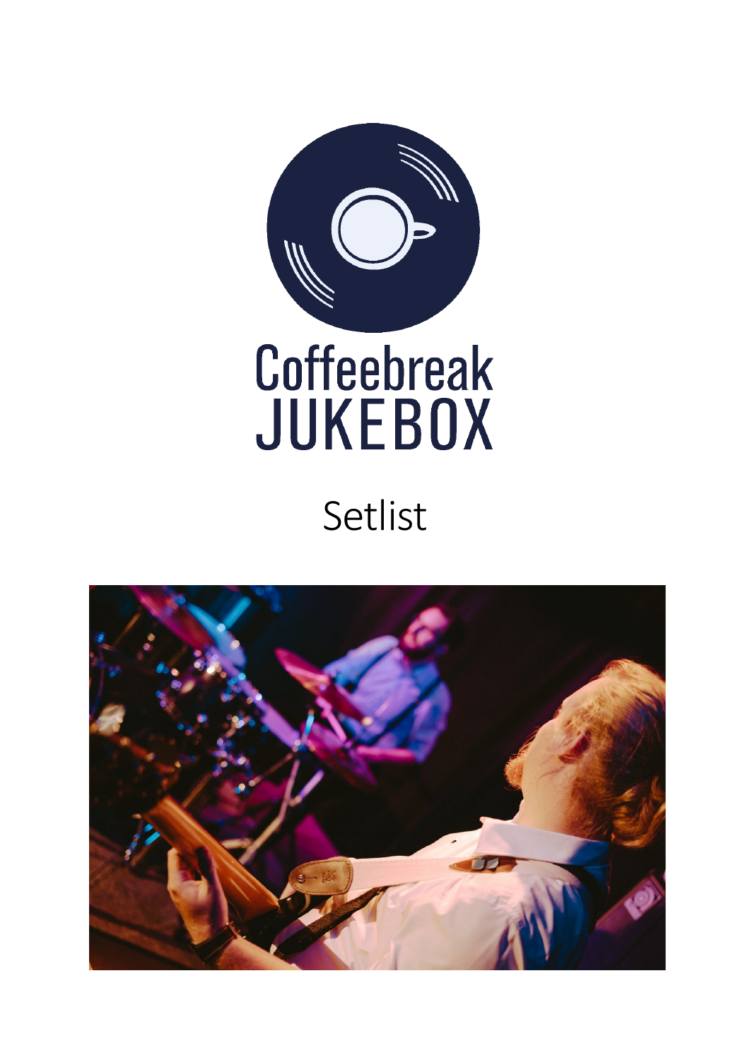# Coffeebreak JUKEBOX

## Setlist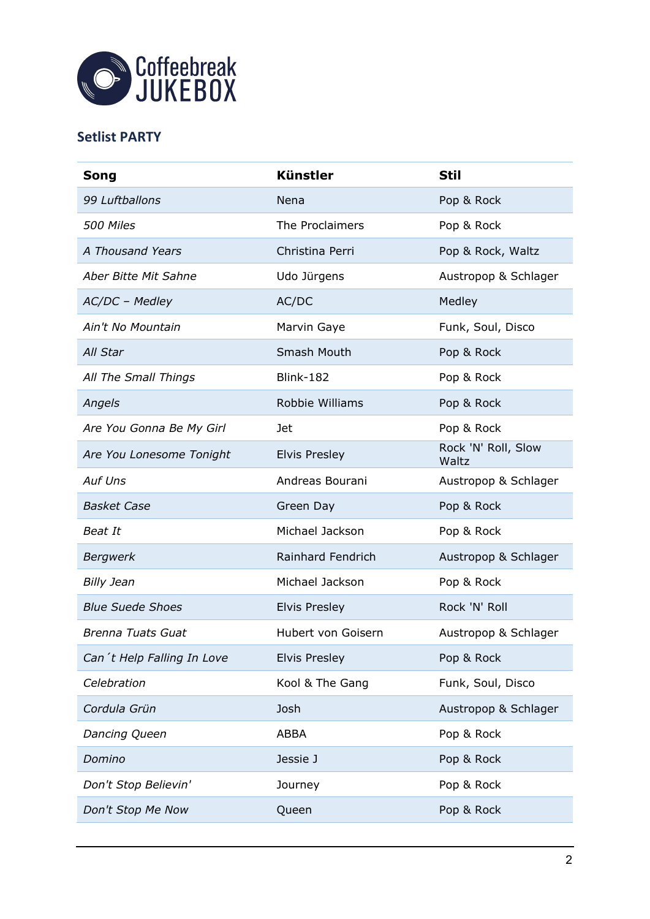Coffeebreak JUKEBOX

## Setlist PARTY

| Song | Künstler | Stil |
|---|---|---|
| *99 Luftballons* | Nena | Pop & Rock |
| *500 Miles* | The Proclaimers | Pop & Rock |
| *A Thousand Years* | Christina Perri | Pop & Rock, Waltz |
| *Aber Bitte Mit Sahne* | Udo Jürgens | Austropop & Schlager |
| *AC/DC – Medley* | AC/DC | Medley |
| *Ain't No Mountain* | Marvin Gaye | Funk, Soul, Disco |
| *All Star* | Smash Mouth | Pop & Rock |
| *All The Small Things* | Blink-182 | Pop & Rock |
| *Angels* | Robbie Williams | Pop & Rock |
| *Are You Gonna Be My Girl* | Jet | Pop & Rock |
| *Are You Lonesome Tonight* | Elvis Presley | Rock 'N' Roll, Slow Waltz |
| *Auf Uns* | Andreas Bourani | Austropop & Schlager |
| *Basket Case* | Green Day | Pop & Rock |
| *Beat It* | Michael Jackson | Pop & Rock |
| *Bergwerk* | Rainhard Fendrich | Austropop & Schlager |
| *Billy Jean* | Michael Jackson | Pop & Rock |
| *Blue Suede Shoes* | Elvis Presley | Rock 'N' Roll |
| *Brenna Tuats Guat* | Hubert von Goisern | Austropop & Schlager |
| *Can´t Help Falling In Love* | Elvis Presley | Pop & Rock |
| *Celebration* | Kool & The Gang | Funk, Soul, Disco |
| *Cordula Grün* | Josh | Austropop & Schlager |
| *Dancing Queen* | ABBA | Pop & Rock |
| *Domino* | Jessie J | Pop & Rock |
| *Don't Stop Believin'* | Journey | Pop & Rock |
| *Don't Stop Me Now* | Queen | Pop & Rock |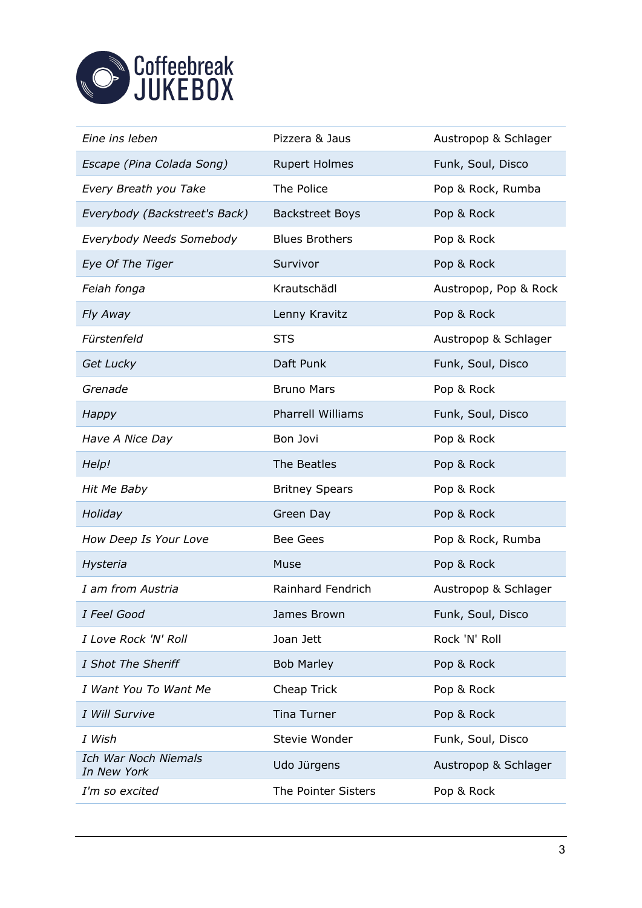**Coffeebreak JUKEBOX**

| | | |
|---|---|---|
| *Eine ins leben* | Pizzera & Jaus | Austropop & Schlager |
| *Escape (Pina Colada Song)* | Rupert Holmes | Funk, Soul, Disco |
| *Every Breath you Take* | The Police | Pop & Rock, Rumba |
| *Everybody (Backstreet's Back)* | Backstreet Boys | Pop & Rock |
| *Everybody Needs Somebody* | Blues Brothers | Pop & Rock |
| *Eye Of The Tiger* | Survivor | Pop & Rock |
| *Feiah fonga* | Krautschädl | Austropop, Pop & Rock |
| *Fly Away* | Lenny Kravitz | Pop & Rock |
| *Fürstenfeld* | STS | Austropop & Schlager |
| *Get Lucky* | Daft Punk | Funk, Soul, Disco |
| *Grenade* | Bruno Mars | Pop & Rock |
| *Happy* | Pharrell Williams | Funk, Soul, Disco |
| *Have A Nice Day* | Bon Jovi | Pop & Rock |
| *Help!* | The Beatles | Pop & Rock |
| *Hit Me Baby* | Britney Spears | Pop & Rock |
| *Holiday* | Green Day | Pop & Rock |
| *How Deep Is Your Love* | Bee Gees | Pop & Rock, Rumba |
| *Hysteria* | Muse | Pop & Rock |
| *I am from Austria* | Rainhard Fendrich | Austropop & Schlager |
| *I Feel Good* | James Brown | Funk, Soul, Disco |
| *I Love Rock 'N' Roll* | Joan Jett | Rock 'N' Roll |
| *I Shot The Sheriff* | Bob Marley | Pop & Rock |
| *I Want You To Want Me* | Cheap Trick | Pop & Rock |
| *I Will Survive* | Tina Turner | Pop & Rock |
| *I Wish* | Stevie Wonder | Funk, Soul, Disco |
| *Ich War Noch Niemals In New York* | Udo Jürgens | Austropop & Schlager |
| *I'm so excited* | The Pointer Sisters | Pop & Rock |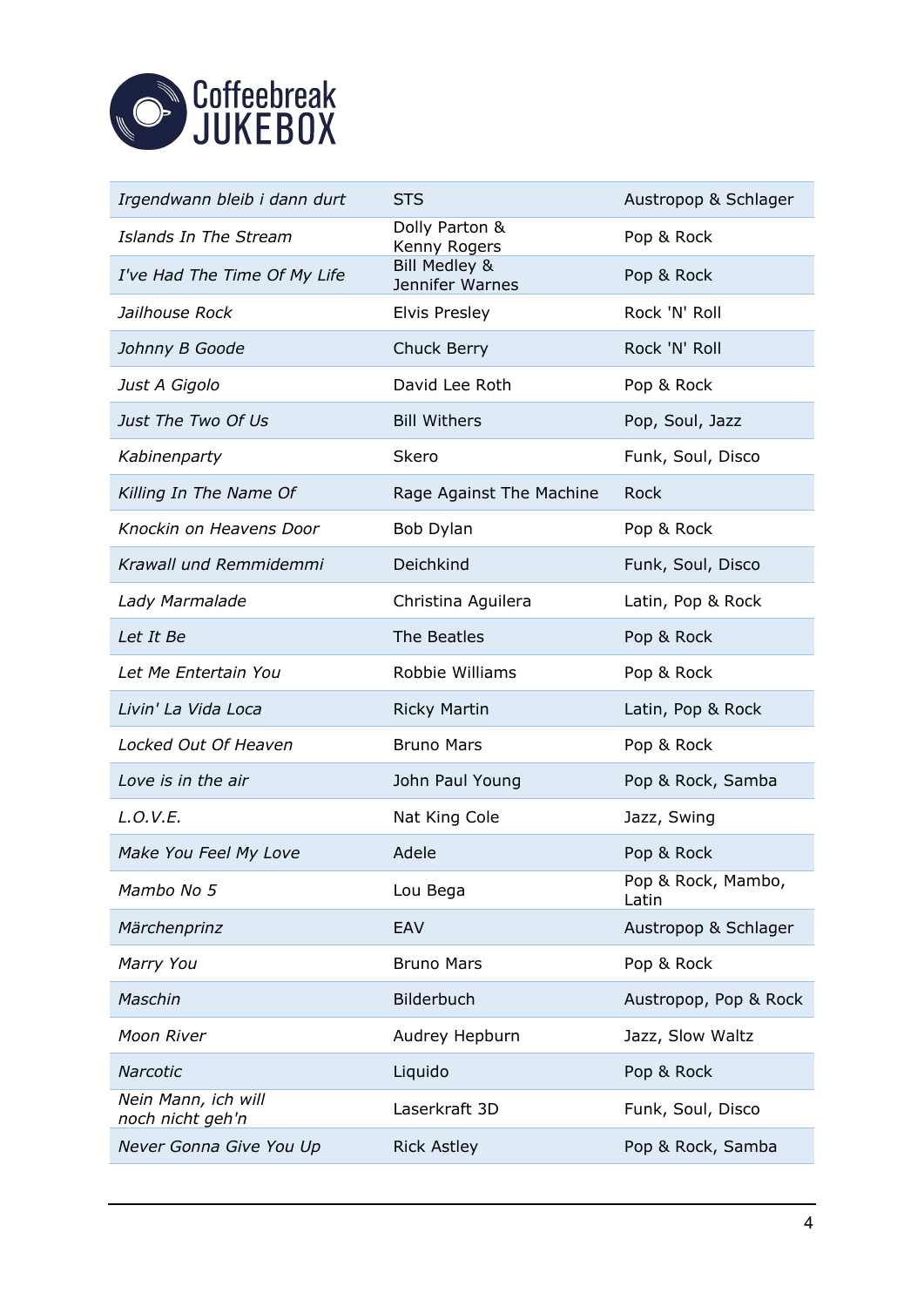Coffeebreak JUKEBOX

| | | |
|---|---|---|
| *Irgendwann bleib i dann durt* | STS | Austropop & Schlager |
| *Islands In The Stream* | Dolly Parton & Kenny Rogers | Pop & Rock |
| *I've Had The Time Of My Life* | Bill Medley & Jennifer Warnes | Pop & Rock |
| *Jailhouse Rock* | Elvis Presley | Rock 'N' Roll |
| *Johnny B Goode* | Chuck Berry | Rock 'N' Roll |
| *Just A Gigolo* | David Lee Roth | Pop & Rock |
| *Just The Two Of Us* | Bill Withers | Pop, Soul, Jazz |
| *Kabinenparty* | Skero | Funk, Soul, Disco |
| *Killing In The Name Of* | Rage Against The Machine | Rock |
| *Knockin on Heavens Door* | Bob Dylan | Pop & Rock |
| *Krawall und Remmidemmi* | Deichkind | Funk, Soul, Disco |
| *Lady Marmalade* | Christina Aguilera | Latin, Pop & Rock |
| *Let It Be* | The Beatles | Pop & Rock |
| *Let Me Entertain You* | Robbie Williams | Pop & Rock |
| *Livin' La Vida Loca* | Ricky Martin | Latin, Pop & Rock |
| *Locked Out Of Heaven* | Bruno Mars | Pop & Rock |
| *Love is in the air* | John Paul Young | Pop & Rock, Samba |
| *L.O.V.E.* | Nat King Cole | Jazz, Swing |
| *Make You Feel My Love* | Adele | Pop & Rock |
| *Mambo No 5* | Lou Bega | Pop & Rock, Mambo, Latin |
| *Märchenprinz* | EAV | Austropop & Schlager |
| *Marry You* | Bruno Mars | Pop & Rock |
| *Maschin* | Bilderbuch | Austropop, Pop & Rock |
| *Moon River* | Audrey Hepburn | Jazz, Slow Waltz |
| *Narcotic* | Liquido | Pop & Rock |
| *Nein Mann, ich will noch nicht geh'n* | Laserkraft 3D | Funk, Soul, Disco |
| *Never Gonna Give You Up* | Rick Astley | Pop & Rock, Samba |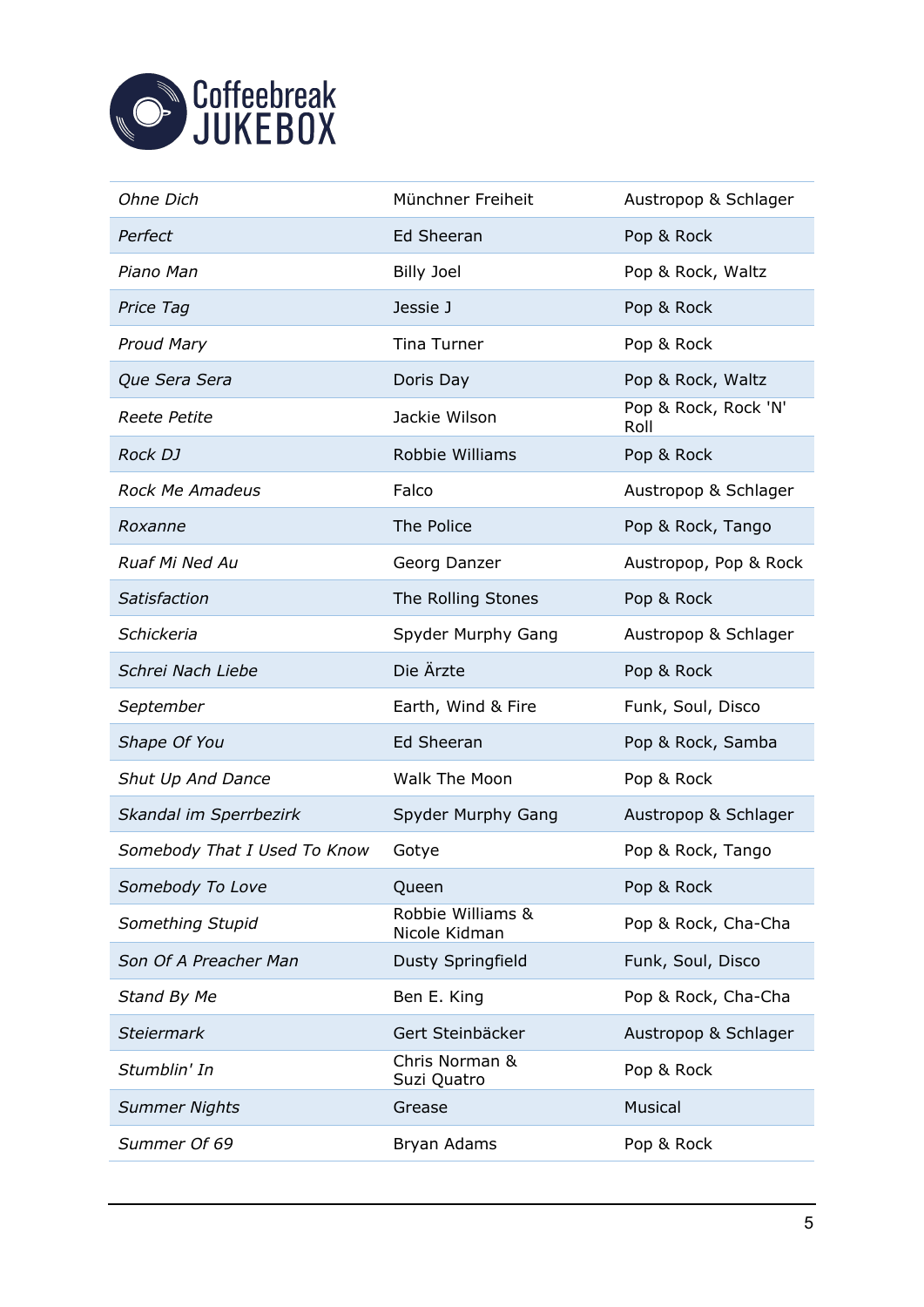| | | |
|---|---|---|
| *Ohne Dich* | Münchner Freiheit | Austropop & Schlager |
| *Perfect* | Ed Sheeran | Pop & Rock |
| *Piano Man* | Billy Joel | Pop & Rock, Waltz |
| *Price Tag* | Jessie J | Pop & Rock |
| *Proud Mary* | Tina Turner | Pop & Rock |
| *Que Sera Sera* | Doris Day | Pop & Rock, Waltz |
| *Reete Petite* | Jackie Wilson | Pop & Rock, Rock 'N' Roll |
| *Rock DJ* | Robbie Williams | Pop & Rock |
| *Rock Me Amadeus* | Falco | Austropop & Schlager |
| *Roxanne* | The Police | Pop & Rock, Tango |
| *Ruaf Mi Ned Au* | Georg Danzer | Austropop, Pop & Rock |
| *Satisfaction* | The Rolling Stones | Pop & Rock |
| *Schickeria* | Spyder Murphy Gang | Austropop & Schlager |
| *Schrei Nach Liebe* | Die Ärzte | Pop & Rock |
| *September* | Earth, Wind & Fire | Funk, Soul, Disco |
| *Shape Of You* | Ed Sheeran | Pop & Rock, Samba |
| *Shut Up And Dance* | Walk The Moon | Pop & Rock |
| *Skandal im Sperrbezirk* | Spyder Murphy Gang | Austropop & Schlager |
| *Somebody That I Used To Know* | Gotye | Pop & Rock, Tango |
| *Somebody To Love* | Queen | Pop & Rock |
| *Something Stupid* | Robbie Williams & Nicole Kidman | Pop & Rock, Cha-Cha |
| *Son Of A Preacher Man* | Dusty Springfield | Funk, Soul, Disco |
| *Stand By Me* | Ben E. King | Pop & Rock, Cha-Cha |
| *Steiermark* | Gert Steinbäcker | Austropop & Schlager |
| *Stumblin' In* | Chris Norman & Suzi Quatro | Pop & Rock |
| *Summer Nights* | Grease | Musical |
| *Summer Of 69* | Bryan Adams | Pop & Rock |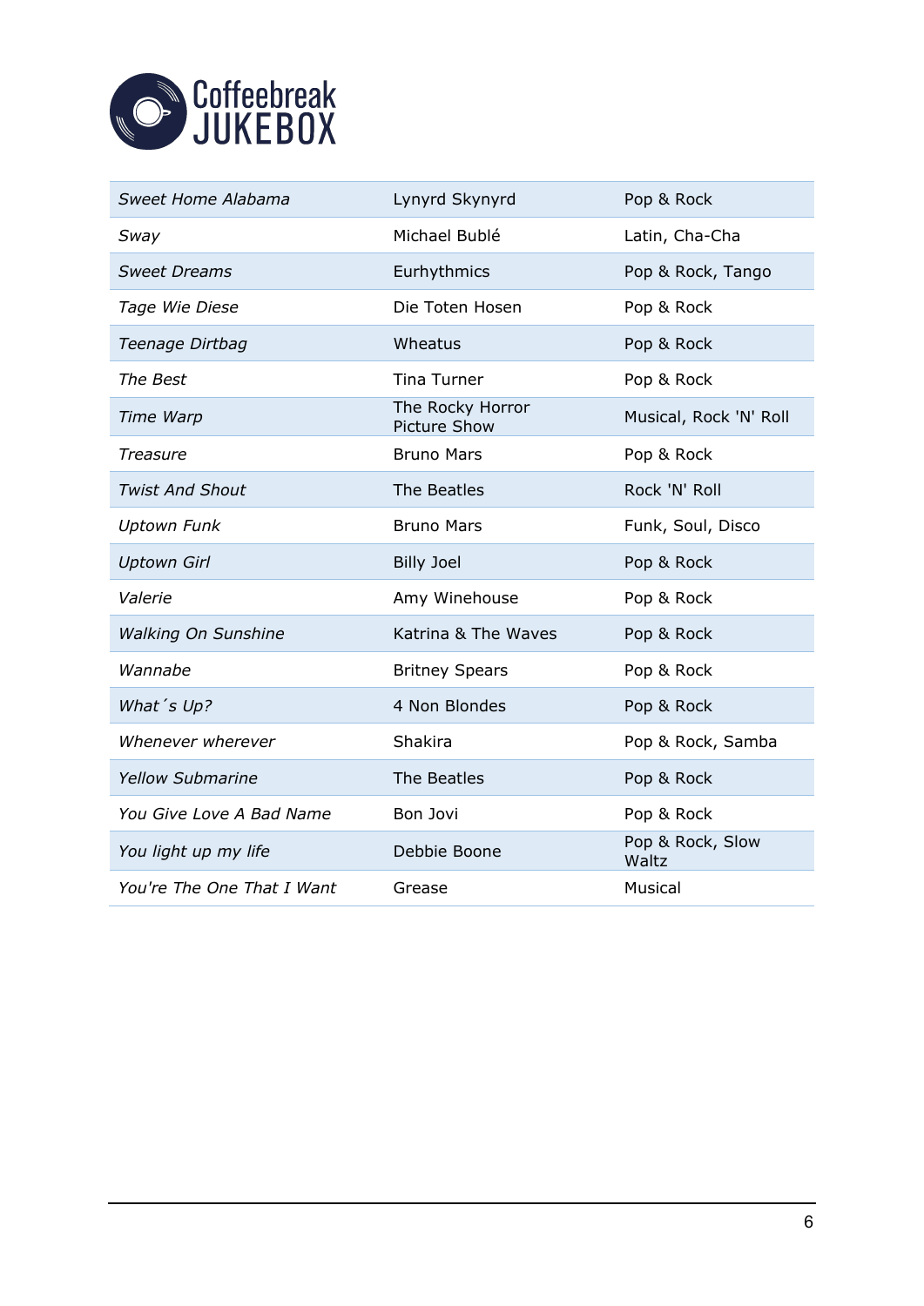| | | |
|---|---|---|
| *Sweet Home Alabama* | Lynyrd Skynyrd | Pop & Rock |
| *Sway* | Michael Bublé | Latin, Cha-Cha |
| *Sweet Dreams* | Eurhythmics | Pop & Rock, Tango |
| *Tage Wie Diese* | Die Toten Hosen | Pop & Rock |
| *Teenage Dirtbag* | Wheatus | Pop & Rock |
| *The Best* | Tina Turner | Pop & Rock |
| *Time Warp* | The Rocky Horror Picture Show | Musical, Rock 'N' Roll |
| *Treasure* | Bruno Mars | Pop & Rock |
| *Twist And Shout* | The Beatles | Rock 'N' Roll |
| *Uptown Funk* | Bruno Mars | Funk, Soul, Disco |
| *Uptown Girl* | Billy Joel | Pop & Rock |
| *Valerie* | Amy Winehouse | Pop & Rock |
| *Walking On Sunshine* | Katrina & The Waves | Pop & Rock |
| *Wannabe* | Britney Spears | Pop & Rock |
| *What´s Up?* | 4 Non Blondes | Pop & Rock |
| *Whenever wherever* | Shakira | Pop & Rock, Samba |
| *Yellow Submarine* | The Beatles | Pop & Rock |
| *You Give Love A Bad Name* | Bon Jovi | Pop & Rock |
| *You light up my life* | Debbie Boone | Pop & Rock, Slow Waltz |
| *You're The One That I Want* | Grease | Musical |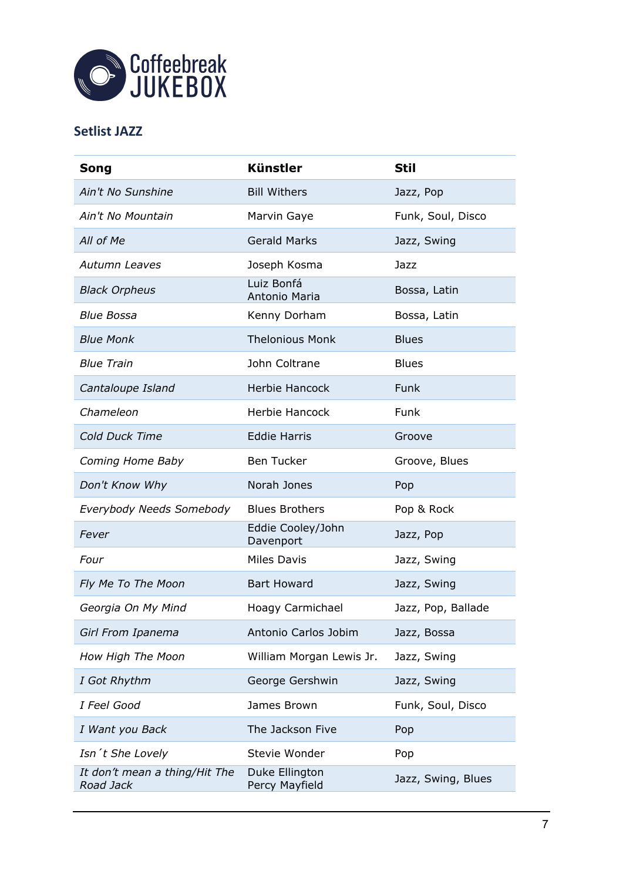Coffeebreak JUKEBOX

## Setlist JAZZ

| Song | Künstler | Stil |
|---|---|---|
| *Ain't No Sunshine* | Bill Withers | Jazz, Pop |
| *Ain't No Mountain* | Marvin Gaye | Funk, Soul, Disco |
| *All of Me* | Gerald Marks | Jazz, Swing |
| *Autumn Leaves* | Joseph Kosma | Jazz |
| *Black Orpheus* | Luiz Bonfá Antonio Maria | Bossa, Latin |
| *Blue Bossa* | Kenny Dorham | Bossa, Latin |
| *Blue Monk* | Thelonious Monk | Blues |
| *Blue Train* | John Coltrane | Blues |
| *Cantaloupe Island* | Herbie Hancock | Funk |
| *Chameleon* | Herbie Hancock | Funk |
| *Cold Duck Time* | Eddie Harris | Groove |
| *Coming Home Baby* | Ben Tucker | Groove, Blues |
| *Don't Know Why* | Norah Jones | Pop |
| *Everybody Needs Somebody* | Blues Brothers | Pop & Rock |
| *Fever* | Eddie Cooley/John Davenport | Jazz, Pop |
| *Four* | Miles Davis | Jazz, Swing |
| *Fly Me To The Moon* | Bart Howard | Jazz, Swing |
| *Georgia On My Mind* | Hoagy Carmichael | Jazz, Pop, Ballade |
| *Girl From Ipanema* | Antonio Carlos Jobim | Jazz, Bossa |
| *How High The Moon* | William Morgan Lewis Jr. | Jazz, Swing |
| *I Got Rhythm* | George Gershwin | Jazz, Swing |
| *I Feel Good* | James Brown | Funk, Soul, Disco |
| *I Want you Back* | The Jackson Five | Pop |
| *Isn´t She Lovely* | Stevie Wonder | Pop |
| *It don't mean a thing/Hit The Road Jack* | Duke Ellington Percy Mayfield | Jazz, Swing, Blues |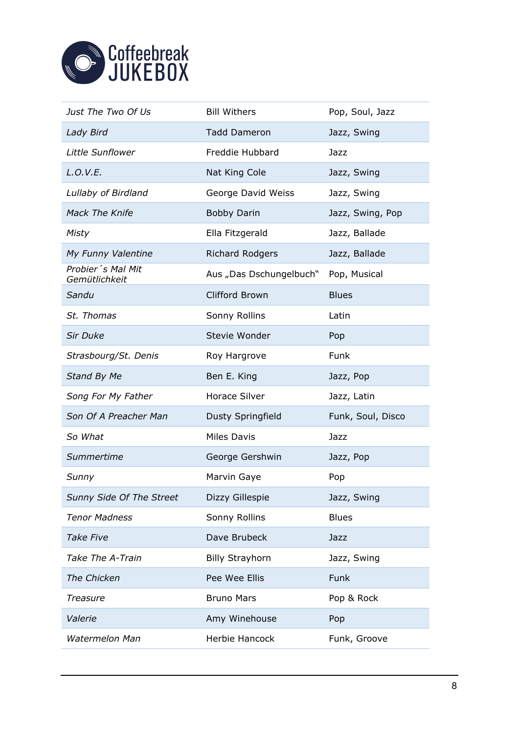| | | |
|---|---|---|
| *Just The Two Of Us* | Bill Withers | Pop, Soul, Jazz |
| *Lady Bird* | Tadd Dameron | Jazz, Swing |
| *Little Sunflower* | Freddie Hubbard | Jazz |
| *L.O.V.E.* | Nat King Cole | Jazz, Swing |
| *Lullaby of Birdland* | George David Weiss | Jazz, Swing |
| *Mack The Knife* | Bobby Darin | Jazz, Swing, Pop |
| *Misty* | Ella Fitzgerald | Jazz, Ballade |
| *My Funny Valentine* | Richard Rodgers | Jazz, Ballade |
| *Probier´s Mal Mit Gemütlichkeit* | Aus „Das Dschungelbuch" | Pop, Musical |
| *Sandu* | Clifford Brown | Blues |
| *St. Thomas* | Sonny Rollins | Latin |
| *Sir Duke* | Stevie Wonder | Pop |
| *Strasbourg/St. Denis* | Roy Hargrove | Funk |
| *Stand By Me* | Ben E. King | Jazz, Pop |
| *Song For My Father* | Horace Silver | Jazz, Latin |
| *Son Of A Preacher Man* | Dusty Springfield | Funk, Soul, Disco |
| *So What* | Miles Davis | Jazz |
| *Summertime* | George Gershwin | Jazz, Pop |
| *Sunny* | Marvin Gaye | Pop |
| *Sunny Side Of The Street* | Dizzy Gillespie | Jazz, Swing |
| *Tenor Madness* | Sonny Rollins | Blues |
| *Take Five* | Dave Brubeck | Jazz |
| *Take The A-Train* | Billy Strayhorn | Jazz, Swing |
| *The Chicken* | Pee Wee Ellis | Funk |
| *Treasure* | Bruno Mars | Pop & Rock |
| *Valerie* | Amy Winehouse | Pop |
| *Watermelon Man* | Herbie Hancock | Funk, Groove |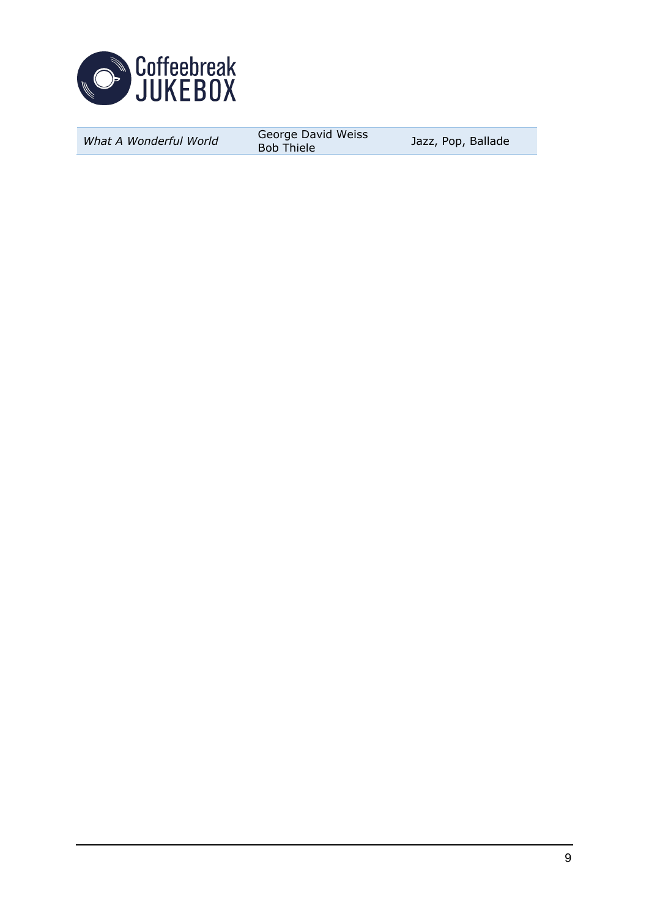| | | |
|---|---|---|
| *What A Wonderful World* | George David Weiss<br>Bob Thiele | Jazz, Pop, Ballade |